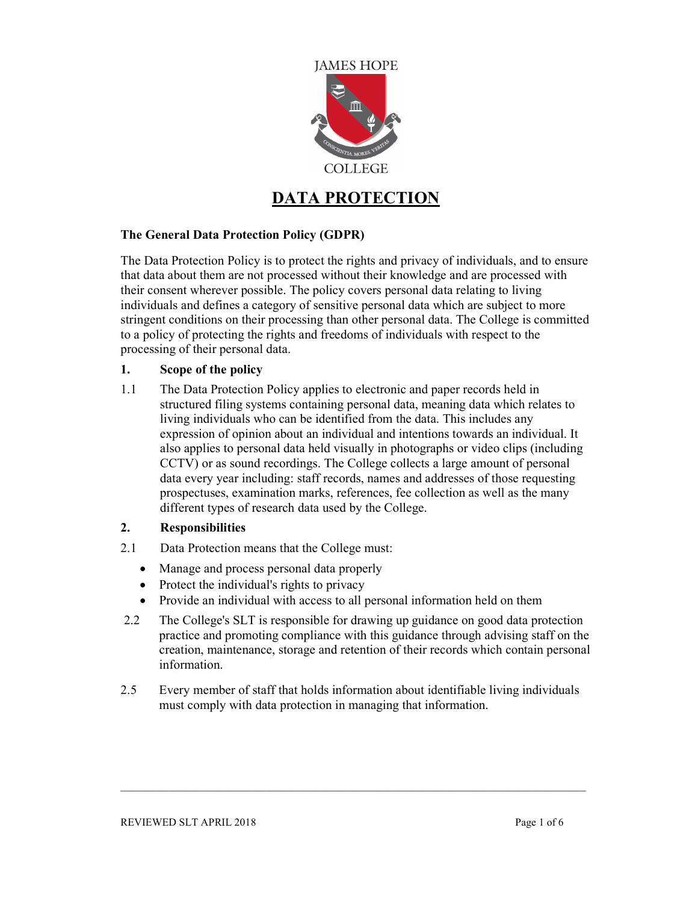JAMES HOPE

COLLEGE

# DATA PROTECTION

**The General Data Protection Policy (GDPR)**

The Data Protection Policy is to protect the rights and privacy of individuals, and to ensure that data about them are not processed without their knowledge and are processed with their consent wherever possible. The policy covers personal data relating to living individuals and defines a category of sensitive personal data which are subject to more stringent conditions on their processing than other personal data. The College is committed to a policy of protecting the rights and freedoms of individuals with respect to the processing of their personal data.

## 1. Scope of the policy

1.1 The Data Protection Policy applies to electronic and paper records held in structured filing systems containing personal data, meaning data which relates to living individuals who can be identified from the data. This includes any expression of opinion about an individual and intentions towards an individual. It also applies to personal data held visually in photographs or video clips (including CCTV) or as sound recordings. The College collects a large amount of personal data every year including: staff records, names and addresses of those requesting prospectuses, examination marks, references, fee collection as well as the many different types of research data used by the College.

## 2. Responsibilities

2.1 Data Protection means that the College must:

- Manage and process personal data properly
- Protect the individual's rights to privacy
- Provide an individual with access to all personal information held on them

2.2 The College's SLT is responsible for drawing up guidance on good data protection practice and promoting compliance with this guidance through advising staff on the creation, maintenance, storage and retention of their records which contain personal information.

2.5 Every member of staff that holds information about identifiable living individuals must comply with data protection in managing that information.

REVIEWED SLT APRIL 2018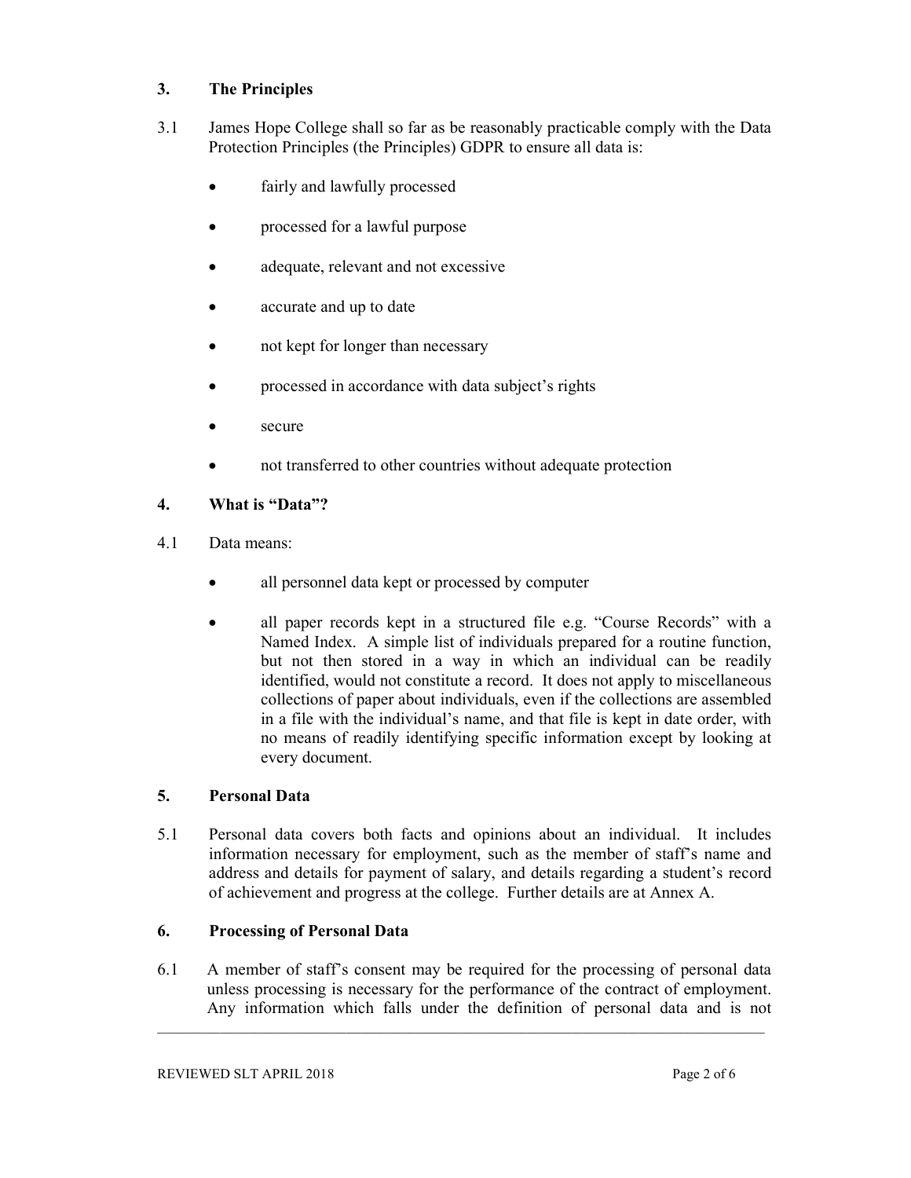## 3. The Principles

3.1 James Hope College shall so far as be reasonably practicable comply with the Data Protection Principles (the Principles) GDPR to ensure all data is:

- fairly and lawfully processed
- processed for a lawful purpose
- adequate, relevant and not excessive
- accurate and up to date
- not kept for longer than necessary
- processed in accordance with data subject's rights
- secure
- not transferred to other countries without adequate protection

## 4. What is "Data"?

4.1 Data means:

- all personnel data kept or processed by computer
- all paper records kept in a structured file e.g. "Course Records" with a Named Index. A simple list of individuals prepared for a routine function, but not then stored in a way in which an individual can be readily identified, would not constitute a record. It does not apply to miscellaneous collections of paper about individuals, even if the collections are assembled in a file with the individual's name, and that file is kept in date order, with no means of readily identifying specific information except by looking at every document.

## 5. Personal Data

5.1 Personal data covers both facts and opinions about an individual. It includes information necessary for employment, such as the member of staff's name and address and details for payment of salary, and details regarding a student's record of achievement and progress at the college. Further details are at Annex A.

## 6. Processing of Personal Data

6.1 A member of staff's consent may be required for the processing of personal data unless processing is necessary for the performance of the contract of employment. Any information which falls under the definition of personal data and is not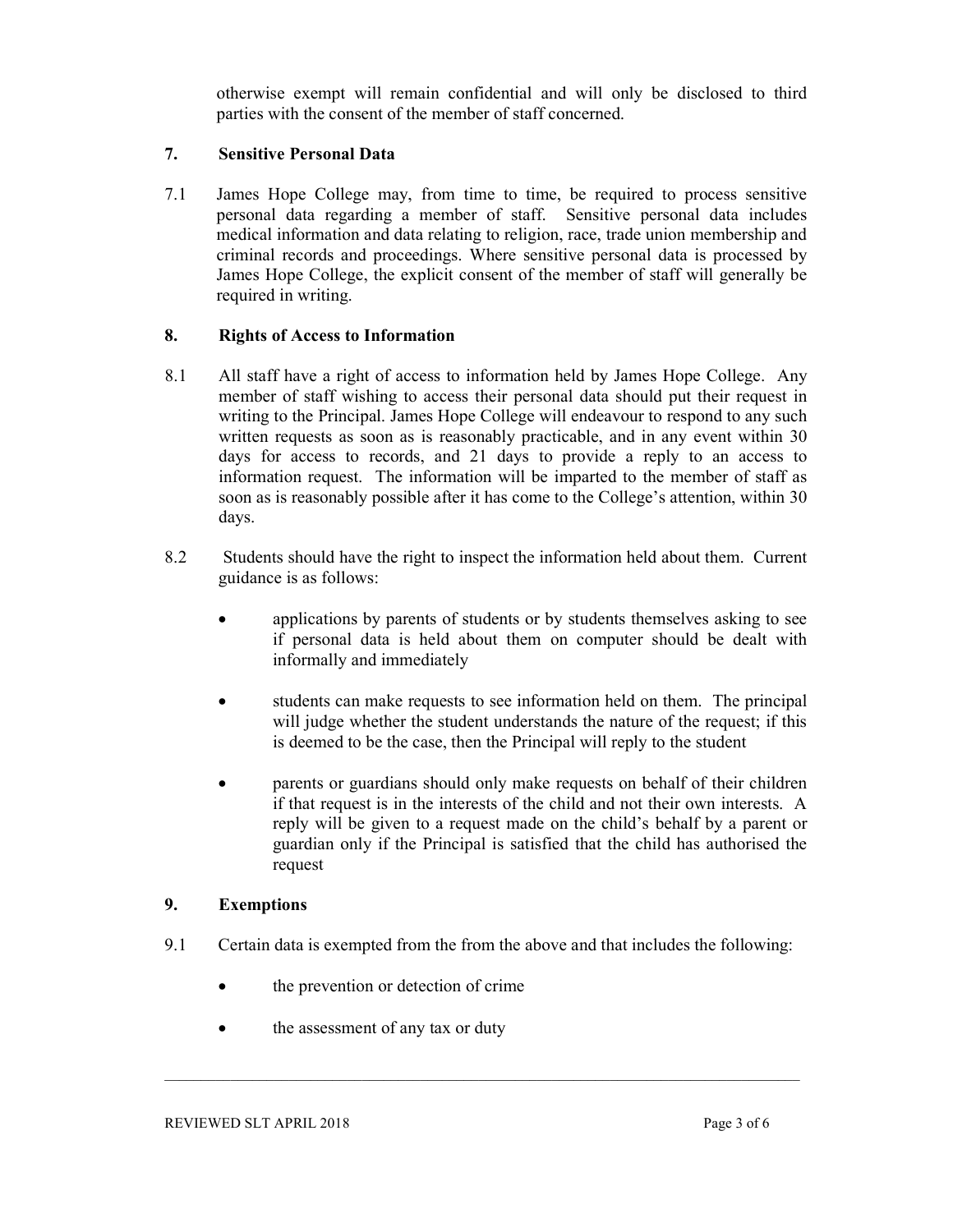otherwise exempt will remain confidential and will only be disclosed to third parties with the consent of the member of staff concerned.

## 7. Sensitive Personal Data

7.1 James Hope College may, from time to time, be required to process sensitive personal data regarding a member of staff. Sensitive personal data includes medical information and data relating to religion, race, trade union membership and criminal records and proceedings. Where sensitive personal data is processed by James Hope College, the explicit consent of the member of staff will generally be required in writing.

## 8. Rights of Access to Information

8.1 All staff have a right of access to information held by James Hope College. Any member of staff wishing to access their personal data should put their request in writing to the Principal. James Hope College will endeavour to respond to any such written requests as soon as is reasonably practicable, and in any event within 30 days for access to records, and 21 days to provide a reply to an access to information request. The information will be imparted to the member of staff as soon as is reasonably possible after it has come to the College's attention, within 30 days.

8.2 Students should have the right to inspect the information held about them. Current guidance is as follows:

- applications by parents of students or by students themselves asking to see if personal data is held about them on computer should be dealt with informally and immediately

- students can make requests to see information held on them. The principal will judge whether the student understands the nature of the request; if this is deemed to be the case, then the Principal will reply to the student

- parents or guardians should only make requests on behalf of their children if that request is in the interests of the child and not their own interests. A reply will be given to a request made on the child's behalf by a parent or guardian only if the Principal is satisfied that the child has authorised the request

## 9. Exemptions

9.1 Certain data is exempted from the from the above and that includes the following:

- the prevention or detection of crime

- the assessment of any tax or duty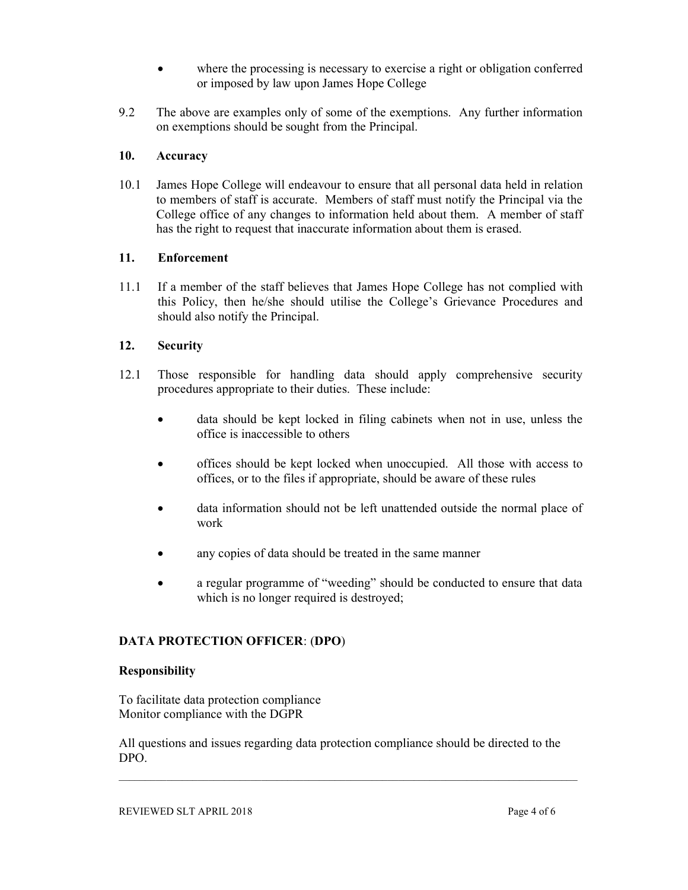- where the processing is necessary to exercise a right or obligation conferred or imposed by law upon James Hope College

9.2 The above are examples only of some of the exemptions. Any further information on exemptions should be sought from the Principal.

## 10. Accuracy

10.1 James Hope College will endeavour to ensure that all personal data held in relation to members of staff is accurate. Members of staff must notify the Principal via the College office of any changes to information held about them. A member of staff has the right to request that inaccurate information about them is erased.

## 11. Enforcement

11.1 If a member of the staff believes that James Hope College has not complied with this Policy, then he/she should utilise the College's Grievance Procedures and should also notify the Principal.

## 12. Security

12.1 Those responsible for handling data should apply comprehensive security procedures appropriate to their duties. These include:

- data should be kept locked in filing cabinets when not in use, unless the office is inaccessible to others
- offices should be kept locked when unoccupied. All those with access to offices, or to the files if appropriate, should be aware of these rules
- data information should not be left unattended outside the normal place of work
- any copies of data should be treated in the same manner
- a regular programme of "weeding" should be conducted to ensure that data which is no longer required is destroyed;

## DATA PROTECTION OFFICER: (DPO)

### Responsibility

To facilitate data protection compliance
Monitor compliance with the DGPR

All questions and issues regarding data protection compliance should be directed to the DPO.

---

REVIEWED SLT APRIL 2018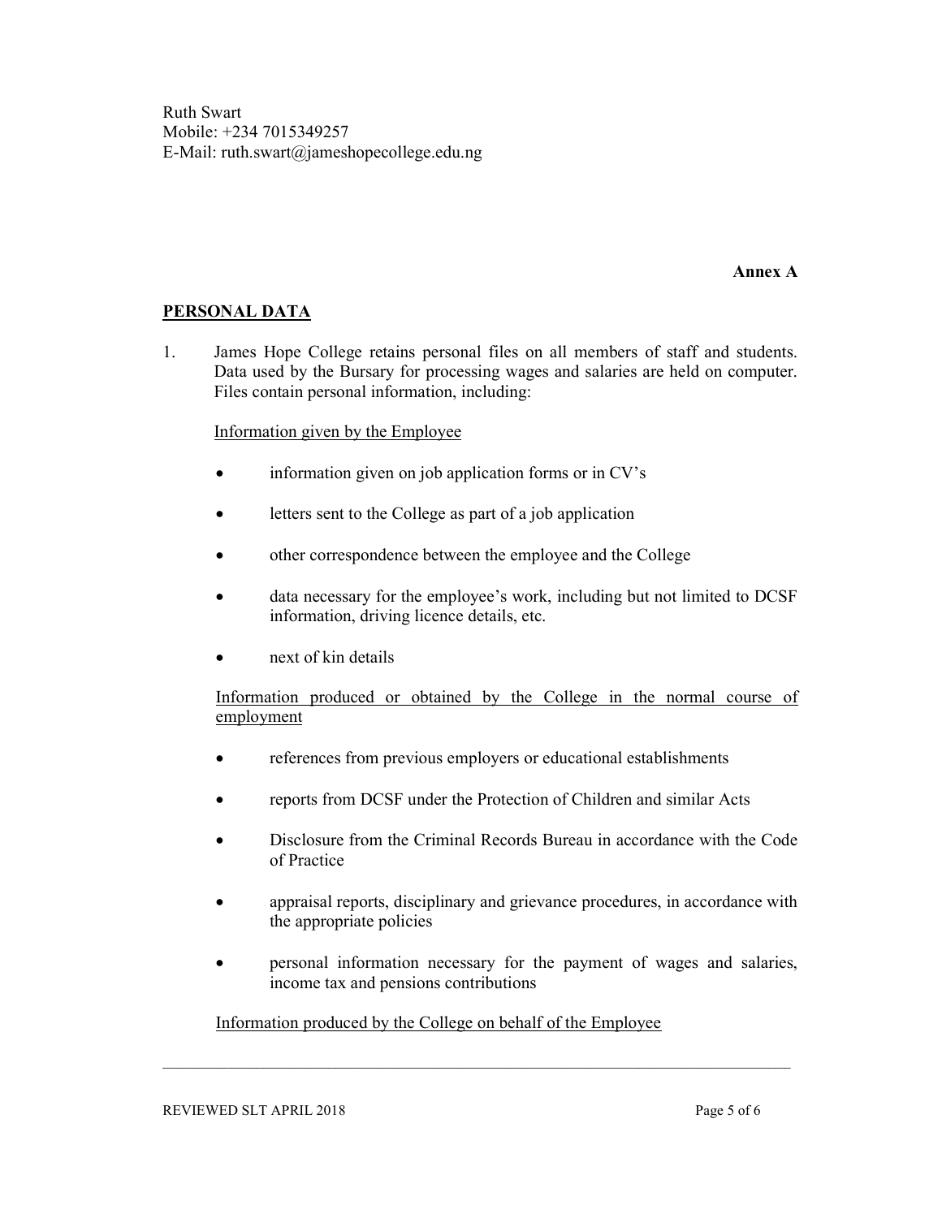Ruth Swart
Mobile: +234 7015349257
E-Mail: ruth.swart@jameshopecollege.edu.ng

**Annex A**

## PERSONAL DATA

1. James Hope College retains personal files on all members of staff and students. Data used by the Bursary for processing wages and salaries are held on computer. Files contain personal information, including:

   Information given by the Employee

   - information given on job application forms or in CV's
   - letters sent to the College as part of a job application
   - other correspondence between the employee and the College
   - data necessary for the employee's work, including but not limited to DCSF information, driving licence details, etc.
   - next of kin details

   Information produced or obtained by the College in the normal course of employment

   - references from previous employers or educational establishments
   - reports from DCSF under the Protection of Children and similar Acts
   - Disclosure from the Criminal Records Bureau in accordance with the Code of Practice
   - appraisal reports, disciplinary and grievance procedures, in accordance with the appropriate policies
   - personal information necessary for the payment of wages and salaries, income tax and pensions contributions

   Information produced by the College on behalf of the Employee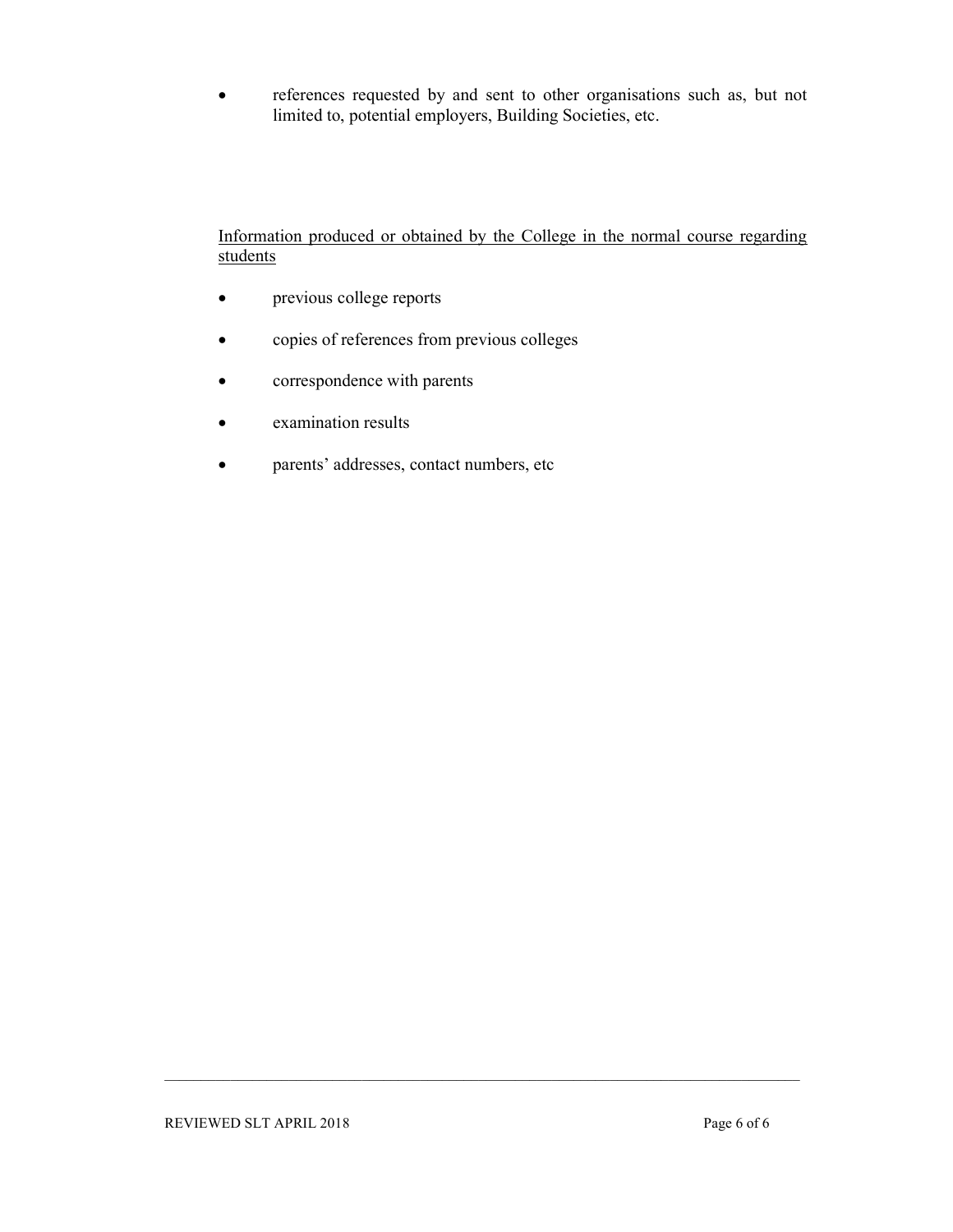- references requested by and sent to other organisations such as, but not limited to, potential employers, Building Societies, etc.

Information produced or obtained by the College in the normal course regarding students

- previous college reports
- copies of references from previous colleges
- correspondence with parents
- examination results
- parents' addresses, contact numbers, etc